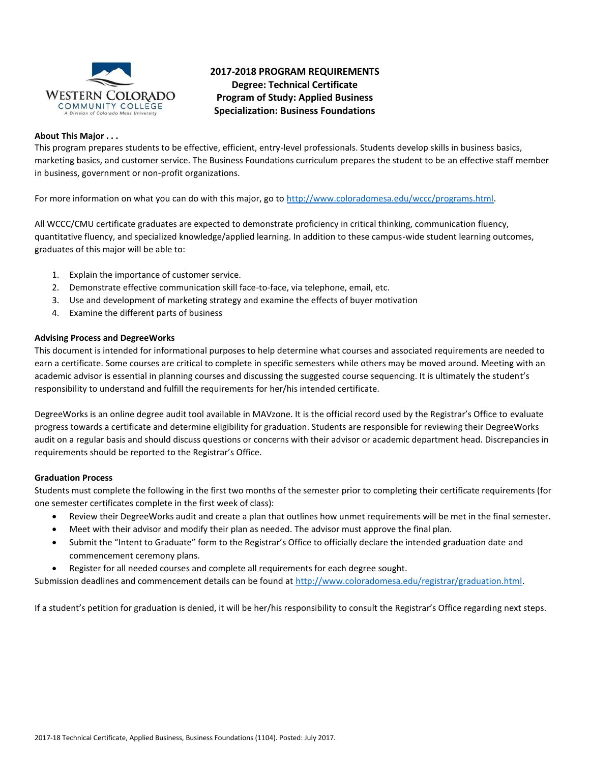# 2017-2018 PROGRAM REQUIREMENTS
## Degree: Technical Certificate
## Program of Study: Applied Business
## Specialization: Business Foundations

**About This Major . . .**

This program prepares students to be effective, efficient, entry-level professionals. Students develop skills in business basics, marketing basics, and customer service. The Business Foundations curriculum prepares the student to be an effective staff member in business, government or non-profit organizations.

For more information on what you can do with this major, go to http://www.coloradomesa.edu/wccc/programs.html.

All WCCC/CMU certificate graduates are expected to demonstrate proficiency in critical thinking, communication fluency, quantitative fluency, and specialized knowledge/applied learning. In addition to these campus-wide student learning outcomes, graduates of this major will be able to:

1. Explain the importance of customer service.
2. Demonstrate effective communication skill face-to-face, via telephone, email, etc.
3. Use and development of marketing strategy and examine the effects of buyer motivation
4. Examine the different parts of business

**Advising Process and DegreeWorks**

This document is intended for informational purposes to help determine what courses and associated requirements are needed to earn a certificate. Some courses are critical to complete in specific semesters while others may be moved around. Meeting with an academic advisor is essential in planning courses and discussing the suggested course sequencing. It is ultimately the student's responsibility to understand and fulfill the requirements for her/his intended certificate.

DegreeWorks is an online degree audit tool available in MAVzone. It is the official record used by the Registrar's Office to evaluate progress towards a certificate and determine eligibility for graduation. Students are responsible for reviewing their DegreeWorks audit on a regular basis and should discuss questions or concerns with their advisor or academic department head. Discrepancies in requirements should be reported to the Registrar's Office.

**Graduation Process**

Students must complete the following in the first two months of the semester prior to completing their certificate requirements (for one semester certificates complete in the first week of class):

- Review their DegreeWorks audit and create a plan that outlines how unmet requirements will be met in the final semester.
- Meet with their advisor and modify their plan as needed. The advisor must approve the final plan.
- Submit the "Intent to Graduate" form to the Registrar's Office to officially declare the intended graduation date and commencement ceremony plans.
- Register for all needed courses and complete all requirements for each degree sought.

Submission deadlines and commencement details can be found at http://www.coloradomesa.edu/registrar/graduation.html.

If a student's petition for graduation is denied, it will be her/his responsibility to consult the Registrar's Office regarding next steps.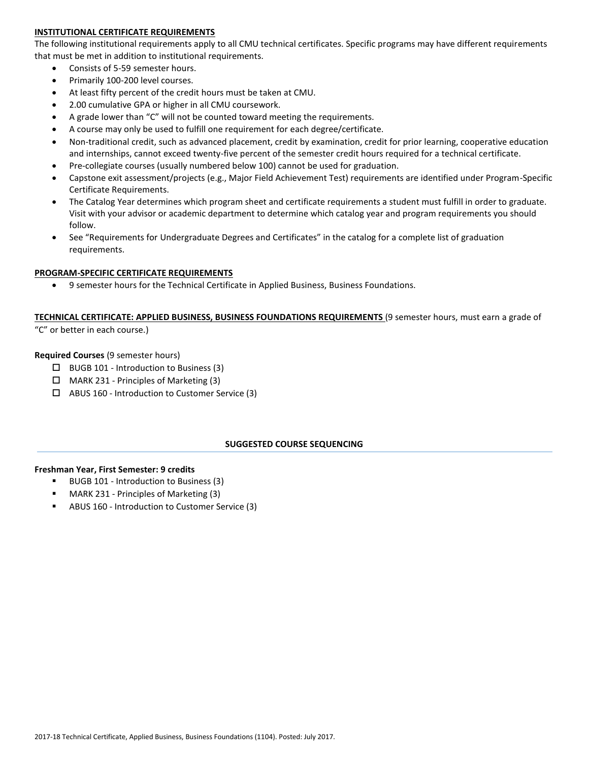## INSTITUTIONAL CERTIFICATE REQUIREMENTS

The following institutional requirements apply to all CMU technical certificates. Specific programs may have different requirements that must be met in addition to institutional requirements.

- Consists of 5-59 semester hours.
- Primarily 100-200 level courses.
- At least fifty percent of the credit hours must be taken at CMU.
- 2.00 cumulative GPA or higher in all CMU coursework.
- A grade lower than "C" will not be counted toward meeting the requirements.
- A course may only be used to fulfill one requirement for each degree/certificate.
- Non-traditional credit, such as advanced placement, credit by examination, credit for prior learning, cooperative education and internships, cannot exceed twenty-five percent of the semester credit hours required for a technical certificate.
- Pre-collegiate courses (usually numbered below 100) cannot be used for graduation.
- Capstone exit assessment/projects (e.g., Major Field Achievement Test) requirements are identified under Program-Specific Certificate Requirements.
- The Catalog Year determines which program sheet and certificate requirements a student must fulfill in order to graduate. Visit with your advisor or academic department to determine which catalog year and program requirements you should follow.
- See "Requirements for Undergraduate Degrees and Certificates" in the catalog for a complete list of graduation requirements.

## PROGRAM-SPECIFIC CERTIFICATE REQUIREMENTS

- 9 semester hours for the Technical Certificate in Applied Business, Business Foundations.

## TECHNICAL CERTIFICATE: APPLIED BUSINESS, BUSINESS FOUNDATIONS REQUIREMENTS (9 semester hours, must earn a grade of "C" or better in each course.)

**Required Courses** (9 semester hours)

- ☐ BUGB 101 - Introduction to Business (3)
- ☐ MARK 231 - Principles of Marketing (3)
- ☐ ABUS 160 - Introduction to Customer Service (3)

## SUGGESTED COURSE SEQUENCING

**Freshman Year, First Semester: 9 credits**

- BUGB 101 - Introduction to Business (3)
- MARK 231 - Principles of Marketing (3)
- ABUS 160 - Introduction to Customer Service (3)

2017-18 Technical Certificate, Applied Business, Business Foundations (1104). Posted: July 2017.